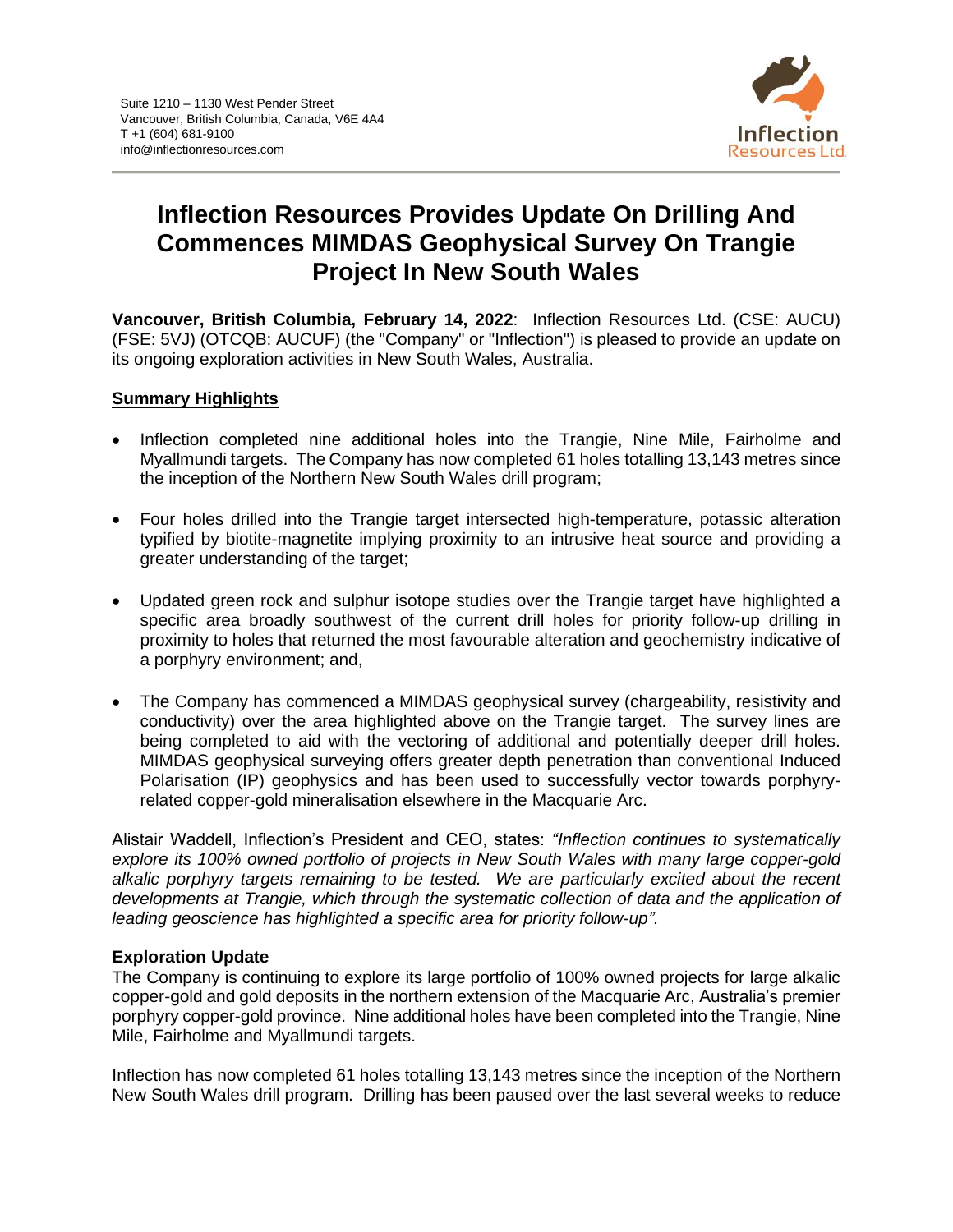Suite 1210 – 1130 West Pender Street
Vancouver, British Columbia, Canada, V6E 4A4
T +1 (604) 681-9100
info@inflectionresources.com

Inflection Resources Ltd.

# Inflection Resources Provides Update On Drilling And Commences MIMDAS Geophysical Survey On Trangie Project In New South Wales

**Vancouver, British Columbia, February 14, 2022**: Inflection Resources Ltd. (CSE: AUCU) (FSE: 5VJ) (OTCQB: AUCUF) (the "Company" or "Inflection") is pleased to provide an update on its ongoing exploration activities in New South Wales, Australia.

## Summary Highlights

- Inflection completed nine additional holes into the Trangie, Nine Mile, Fairholme and Myallmundi targets. The Company has now completed 61 holes totalling 13,143 metres since the inception of the Northern New South Wales drill program;
- Four holes drilled into the Trangie target intersected high-temperature, potassic alteration typified by biotite-magnetite implying proximity to an intrusive heat source and providing a greater understanding of the target;
- Updated green rock and sulphur isotope studies over the Trangie target have highlighted a specific area broadly southwest of the current drill holes for priority follow-up drilling in proximity to holes that returned the most favourable alteration and geochemistry indicative of a porphyry environment; and,
- The Company has commenced a MIMDAS geophysical survey (chargeability, resistivity and conductivity) over the area highlighted above on the Trangie target. The survey lines are being completed to aid with the vectoring of additional and potentially deeper drill holes. MIMDAS geophysical surveying offers greater depth penetration than conventional Induced Polarisation (IP) geophysics and has been used to successfully vector towards porphyry-related copper-gold mineralisation elsewhere in the Macquarie Arc.

Alistair Waddell, Inflection's President and CEO, states: *"Inflection continues to systematically explore its 100% owned portfolio of projects in New South Wales with many large copper-gold alkalic porphyry targets remaining to be tested. We are particularly excited about the recent developments at Trangie, which through the systematic collection of data and the application of leading geoscience has highlighted a specific area for priority follow-up".*

**Exploration Update**

The Company is continuing to explore its large portfolio of 100% owned projects for large alkalic copper-gold and gold deposits in the northern extension of the Macquarie Arc, Australia's premier porphyry copper-gold province. Nine additional holes have been completed into the Trangie, Nine Mile, Fairholme and Myallmundi targets.

Inflection has now completed 61 holes totalling 13,143 metres since the inception of the Northern New South Wales drill program. Drilling has been paused over the last several weeks to reduce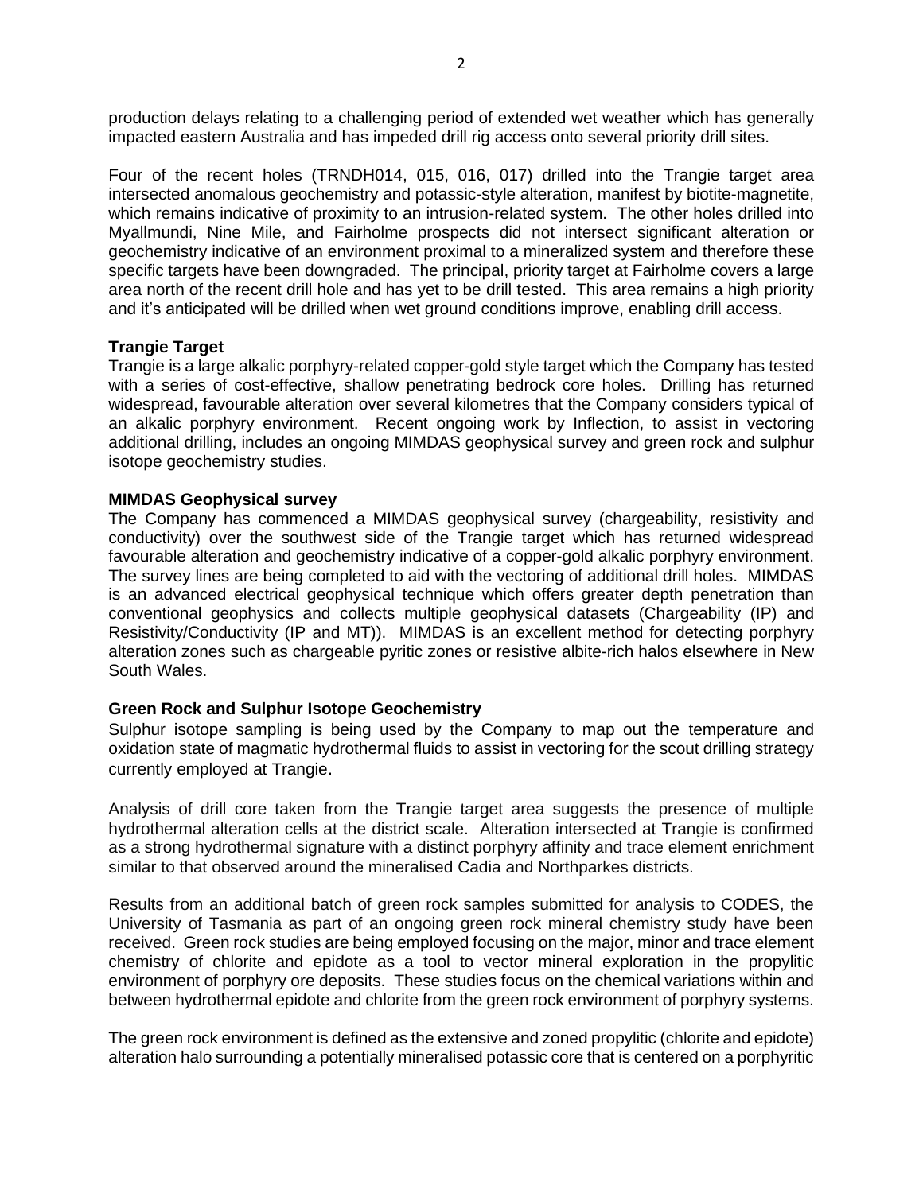production delays relating to a challenging period of extended wet weather which has generally impacted eastern Australia and has impeded drill rig access onto several priority drill sites.

Four of the recent holes (TRNDH014, 015, 016, 017) drilled into the Trangie target area intersected anomalous geochemistry and potassic-style alteration, manifest by biotite-magnetite, which remains indicative of proximity to an intrusion-related system. The other holes drilled into Myallmundi, Nine Mile, and Fairholme prospects did not intersect significant alteration or geochemistry indicative of an environment proximal to a mineralized system and therefore these specific targets have been downgraded. The principal, priority target at Fairholme covers a large area north of the recent drill hole and has yet to be drill tested. This area remains a high priority and it's anticipated will be drilled when wet ground conditions improve, enabling drill access.

**Trangie Target**

Trangie is a large alkalic porphyry-related copper-gold style target which the Company has tested with a series of cost-effective, shallow penetrating bedrock core holes. Drilling has returned widespread, favourable alteration over several kilometres that the Company considers typical of an alkalic porphyry environment. Recent ongoing work by Inflection, to assist in vectoring additional drilling, includes an ongoing MIMDAS geophysical survey and green rock and sulphur isotope geochemistry studies.

**MIMDAS Geophysical survey**

The Company has commenced a MIMDAS geophysical survey (chargeability, resistivity and conductivity) over the southwest side of the Trangie target which has returned widespread favourable alteration and geochemistry indicative of a copper-gold alkalic porphyry environment. The survey lines are being completed to aid with the vectoring of additional drill holes. MIMDAS is an advanced electrical geophysical technique which offers greater depth penetration than conventional geophysics and collects multiple geophysical datasets (Chargeability (IP) and Resistivity/Conductivity (IP and MT)). MIMDAS is an excellent method for detecting porphyry alteration zones such as chargeable pyritic zones or resistive albite-rich halos elsewhere in New South Wales.

**Green Rock and Sulphur Isotope Geochemistry**

Sulphur isotope sampling is being used by the Company to map out the temperature and oxidation state of magmatic hydrothermal fluids to assist in vectoring for the scout drilling strategy currently employed at Trangie.

Analysis of drill core taken from the Trangie target area suggests the presence of multiple hydrothermal alteration cells at the district scale. Alteration intersected at Trangie is confirmed as a strong hydrothermal signature with a distinct porphyry affinity and trace element enrichment similar to that observed around the mineralised Cadia and Northparkes districts.

Results from an additional batch of green rock samples submitted for analysis to CODES, the University of Tasmania as part of an ongoing green rock mineral chemistry study have been received. Green rock studies are being employed focusing on the major, minor and trace element chemistry of chlorite and epidote as a tool to vector mineral exploration in the propylitic environment of porphyry ore deposits. These studies focus on the chemical variations within and between hydrothermal epidote and chlorite from the green rock environment of porphyry systems.

The green rock environment is defined as the extensive and zoned propylitic (chlorite and epidote) alteration halo surrounding a potentially mineralised potassic core that is centered on a porphyritic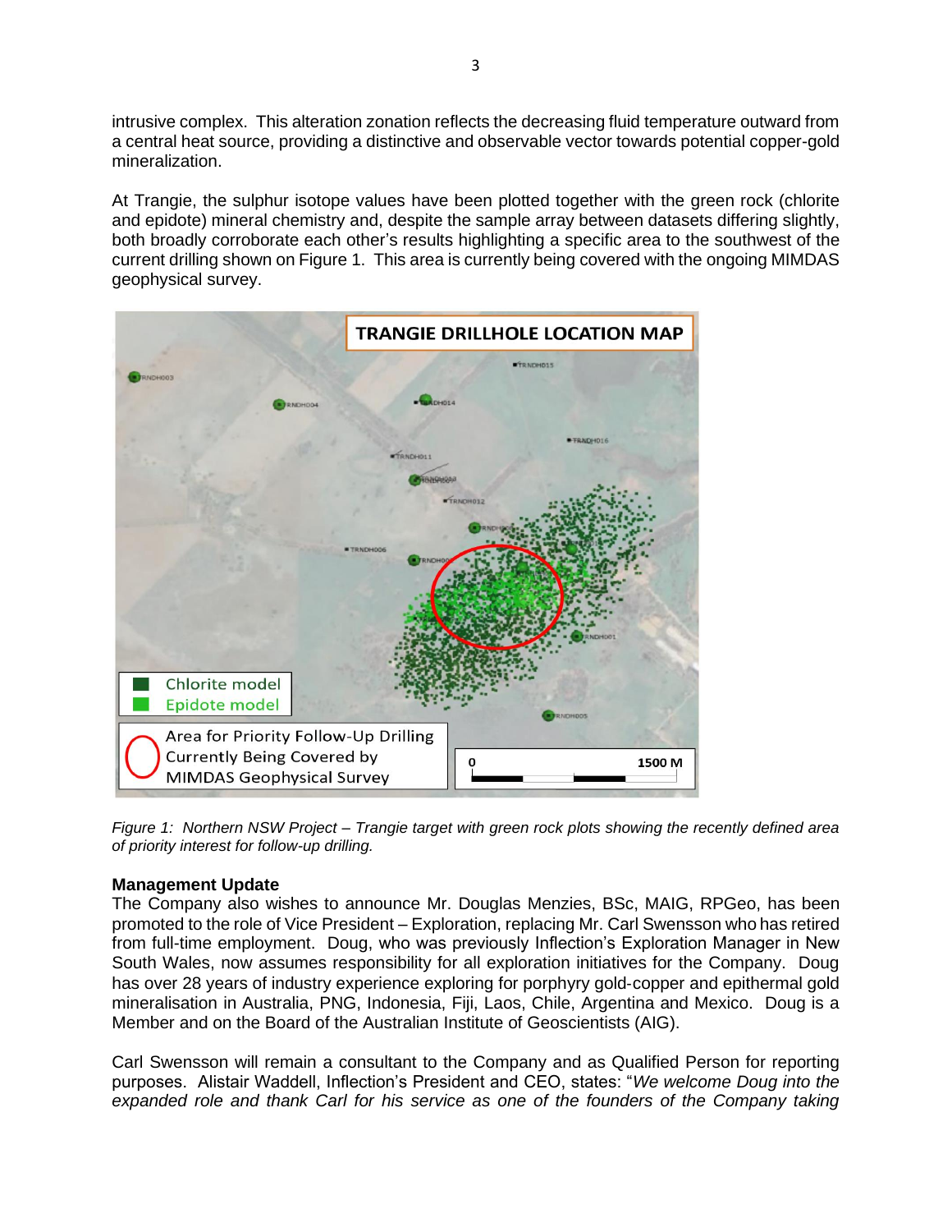intrusive complex. This alteration zonation reflects the decreasing fluid temperature outward from a central heat source, providing a distinctive and observable vector towards potential copper-gold mineralization.

At Trangie, the sulphur isotope values have been plotted together with the green rock (chlorite and epidote) mineral chemistry and, despite the sample array between datasets differing slightly, both broadly corroborate each other's results highlighting a specific area to the southwest of the current drilling shown on Figure 1. This area is currently being covered with the ongoing MIMDAS geophysical survey.

*Figure 1: Northern NSW Project – Trangie target with green rock plots showing the recently defined area of priority interest for follow-up drilling.*

**Management Update**

The Company also wishes to announce Mr. Douglas Menzies, BSc, MAIG, RPGeo, has been promoted to the role of Vice President – Exploration, replacing Mr. Carl Swensson who has retired from full-time employment. Doug, who was previously Inflection's Exploration Manager in New South Wales, now assumes responsibility for all exploration initiatives for the Company. Doug has over 28 years of industry experience exploring for porphyry gold-copper and epithermal gold mineralisation in Australia, PNG, Indonesia, Fiji, Laos, Chile, Argentina and Mexico. Doug is a Member and on the Board of the Australian Institute of Geoscientists (AIG).

Carl Swensson will remain a consultant to the Company and as Qualified Person for reporting purposes. Alistair Waddell, Inflection's President and CEO, states: "*We welcome Doug into the expanded role and thank Carl for his service as one of the founders of the Company taking*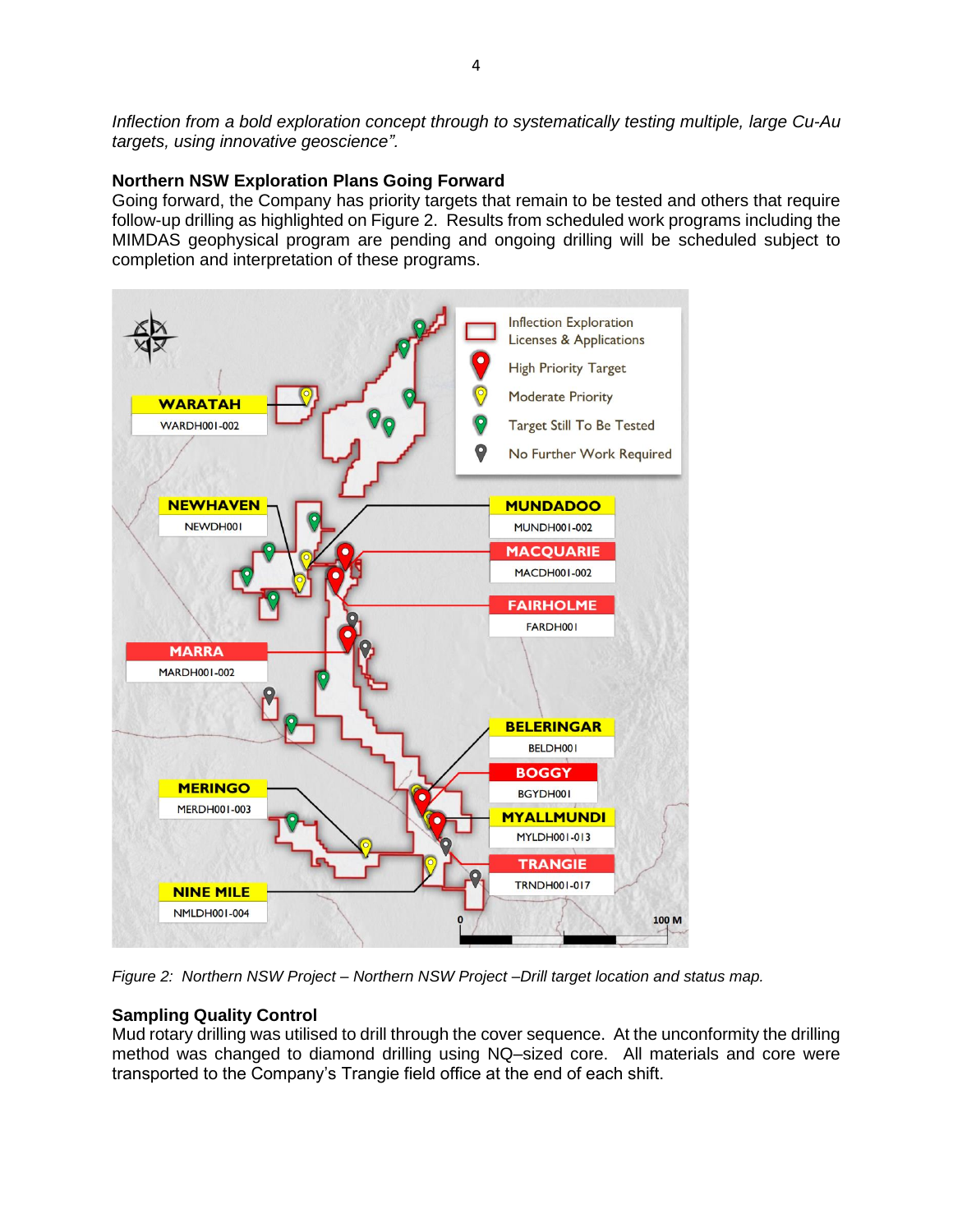*Inflection from a bold exploration concept through to systematically testing multiple, large Cu-Au targets, using innovative geoscience".*

### Northern NSW Exploration Plans Going Forward

Going forward, the Company has priority targets that remain to be tested and others that require follow-up drilling as highlighted on Figure 2. Results from scheduled work programs including the MIMDAS geophysical program are pending and ongoing drilling will be scheduled subject to completion and interpretation of these programs.

*Figure 2: Northern NSW Project – Northern NSW Project –Drill target location and status map.*

### Sampling Quality Control

Mud rotary drilling was utilised to drill through the cover sequence. At the unconformity the drilling method was changed to diamond drilling using NQ–sized core. All materials and core were transported to the Company's Trangie field office at the end of each shift.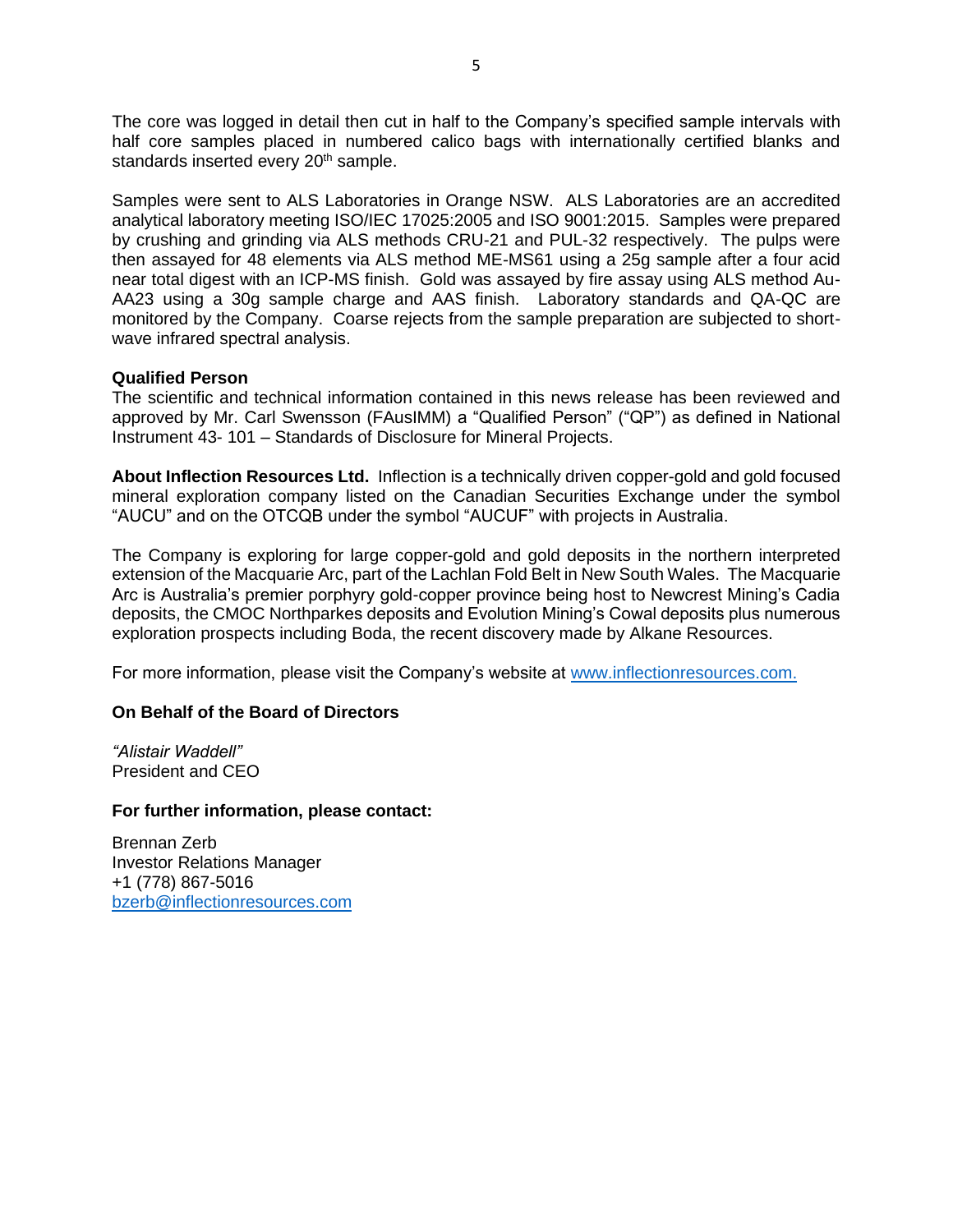The core was logged in detail then cut in half to the Company's specified sample intervals with half core samples placed in numbered calico bags with internationally certified blanks and standards inserted every 20th sample.

Samples were sent to ALS Laboratories in Orange NSW. ALS Laboratories are an accredited analytical laboratory meeting ISO/IEC 17025:2005 and ISO 9001:2015. Samples were prepared by crushing and grinding via ALS methods CRU-21 and PUL-32 respectively. The pulps were then assayed for 48 elements via ALS method ME-MS61 using a 25g sample after a four acid near total digest with an ICP-MS finish. Gold was assayed by fire assay using ALS method Au-AA23 using a 30g sample charge and AAS finish. Laboratory standards and QA-QC are monitored by the Company. Coarse rejects from the sample preparation are subjected to short-wave infrared spectral analysis.

**Qualified Person**
The scientific and technical information contained in this news release has been reviewed and approved by Mr. Carl Swensson (FAusIMM) a "Qualified Person" ("QP") as defined in National Instrument 43- 101 – Standards of Disclosure for Mineral Projects.

**About Inflection Resources Ltd.** Inflection is a technically driven copper-gold and gold focused mineral exploration company listed on the Canadian Securities Exchange under the symbol "AUCU" and on the OTCQB under the symbol "AUCUF" with projects in Australia.

The Company is exploring for large copper-gold and gold deposits in the northern interpreted extension of the Macquarie Arc, part of the Lachlan Fold Belt in New South Wales. The Macquarie Arc is Australia's premier porphyry gold-copper province being host to Newcrest Mining's Cadia deposits, the CMOC Northparkes deposits and Evolution Mining's Cowal deposits plus numerous exploration prospects including Boda, the recent discovery made by Alkane Resources.

For more information, please visit the Company's website at [www.inflectionresources.com.](http://www.inflectionresources.com)

**On Behalf of the Board of Directors**

*"Alistair Waddell"*
President and CEO

**For further information, please contact:**

Brennan Zerb
Investor Relations Manager
+1 (778) 867-5016
[bzerb@inflectionresources.com](mailto:bzerb@inflectionresources.com)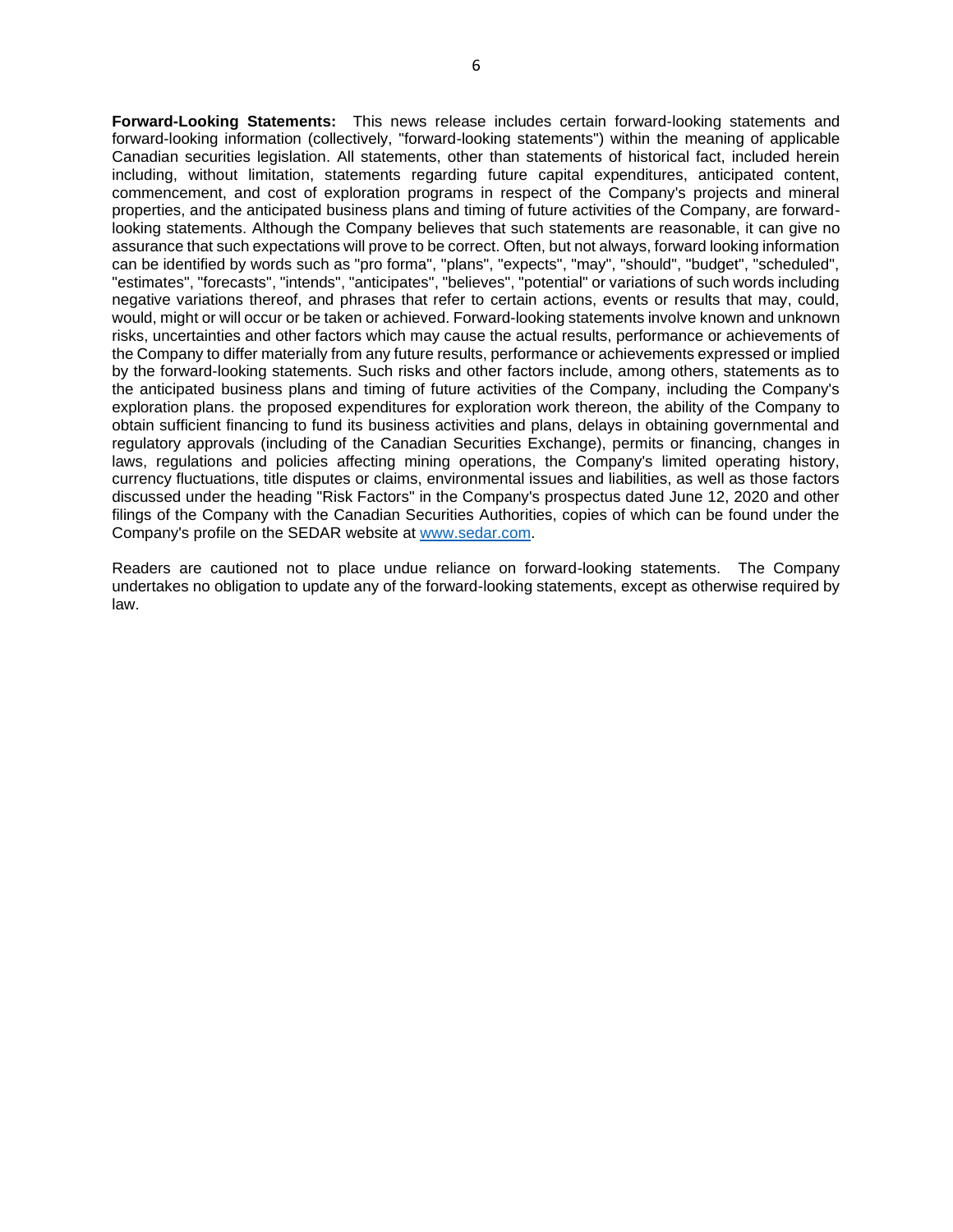**Forward-Looking Statements:** This news release includes certain forward-looking statements and forward-looking information (collectively, "forward-looking statements") within the meaning of applicable Canadian securities legislation. All statements, other than statements of historical fact, included herein including, without limitation, statements regarding future capital expenditures, anticipated content, commencement, and cost of exploration programs in respect of the Company's projects and mineral properties, and the anticipated business plans and timing of future activities of the Company, are forward-looking statements. Although the Company believes that such statements are reasonable, it can give no assurance that such expectations will prove to be correct. Often, but not always, forward looking information can be identified by words such as "pro forma", "plans", "expects", "may", "should", "budget", "scheduled", "estimates", "forecasts", "intends", "anticipates", "believes", "potential" or variations of such words including negative variations thereof, and phrases that refer to certain actions, events or results that may, could, would, might or will occur or be taken or achieved. Forward-looking statements involve known and unknown risks, uncertainties and other factors which may cause the actual results, performance or achievements of the Company to differ materially from any future results, performance or achievements expressed or implied by the forward-looking statements. Such risks and other factors include, among others, statements as to the anticipated business plans and timing of future activities of the Company, including the Company's exploration plans. the proposed expenditures for exploration work thereon, the ability of the Company to obtain sufficient financing to fund its business activities and plans, delays in obtaining governmental and regulatory approvals (including of the Canadian Securities Exchange), permits or financing, changes in laws, regulations and policies affecting mining operations, the Company's limited operating history, currency fluctuations, title disputes or claims, environmental issues and liabilities, as well as those factors discussed under the heading "Risk Factors" in the Company's prospectus dated June 12, 2020 and other filings of the Company with the Canadian Securities Authorities, copies of which can be found under the Company's profile on the SEDAR website at [www.sedar.com](http://www.sedar.com).

Readers are cautioned not to place undue reliance on forward-looking statements. The Company undertakes no obligation to update any of the forward-looking statements, except as otherwise required by law.